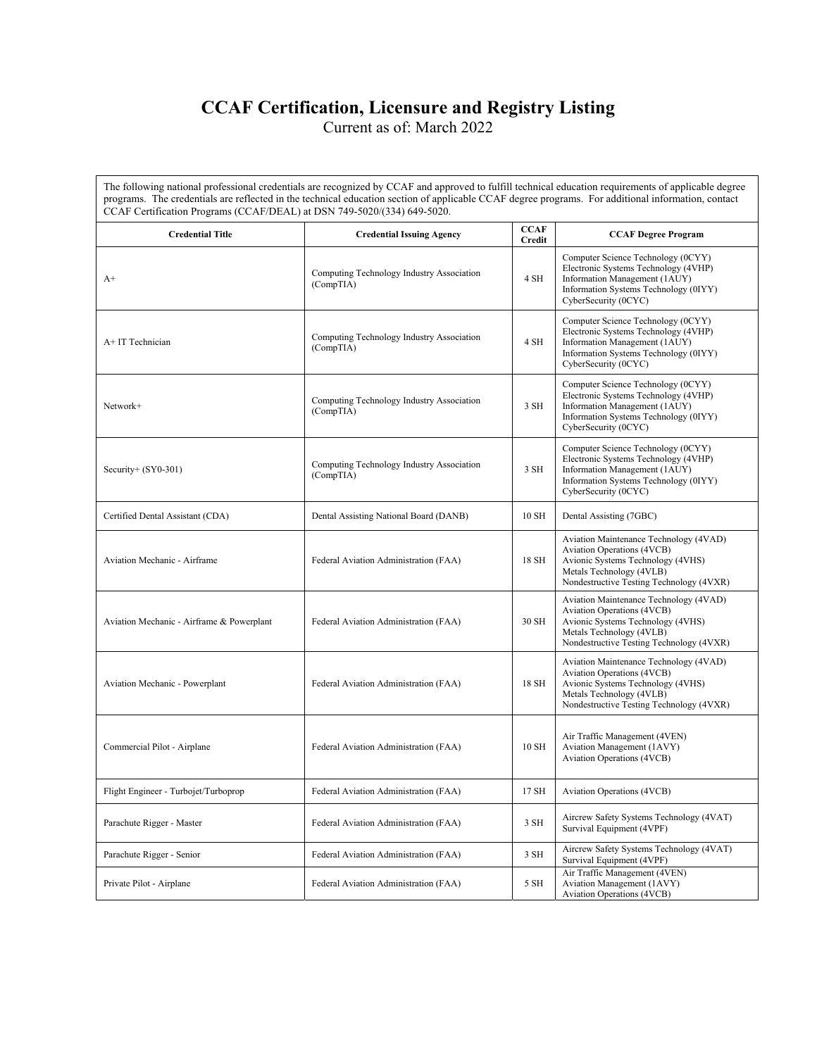# CCAF Certification, Licensure and Registry Listing

Current as of: March 2022

The following national professional credentials are recognized by CCAF and approved to fulfill technical education requirements of applicable degree programs. The credentials are reflected in the technical education section of applicable CCAF degree programs. For additional information, contact CCAF Certification Programs (CCAF/DEAL) at DSN 749-5020/(334) 649-5020.

| Credential Title | Credential Issuing Agency | CCAF Credit | CCAF Degree Program |
|---|---|---|---|
| A+ | Computing Technology Industry Association (CompTIA) | 4 SH | Computer Science Technology (0CYY)<br>Electronic Systems Technology (4VHP)<br>Information Management (1AUY)<br>Information Systems Technology (0IYY)<br>CyberSecurity (0CYC) |
| A+ IT Technician | Computing Technology Industry Association (CompTIA) | 4 SH | Computer Science Technology (0CYY)<br>Electronic Systems Technology (4VHP)<br>Information Management (1AUY)<br>Information Systems Technology (0IYY)<br>CyberSecurity (0CYC) |
| Network+ | Computing Technology Industry Association (CompTIA) | 3 SH | Computer Science Technology (0CYY)<br>Electronic Systems Technology (4VHP)<br>Information Management (1AUY)<br>Information Systems Technology (0IYY)<br>CyberSecurity (0CYC) |
| Security+ (SY0-301) | Computing Technology Industry Association (CompTIA) | 3 SH | Computer Science Technology (0CYY)<br>Electronic Systems Technology (4VHP)<br>Information Management (1AUY)<br>Information Systems Technology (0IYY)<br>CyberSecurity (0CYC) |
| Certified Dental Assistant (CDA) | Dental Assisting National Board (DANB) | 10 SH | Dental Assisting (7GBC) |
| Aviation Mechanic - Airframe | Federal Aviation Administration (FAA) | 18 SH | Aviation Maintenance Technology (4VAD)<br>Aviation Operations (4VCB)<br>Avionic Systems Technology (4VHS)<br>Metals Technology (4VLB)<br>Nondestructive Testing Technology (4VXR) |
| Aviation Mechanic - Airframe & Powerplant | Federal Aviation Administration (FAA) | 30 SH | Aviation Maintenance Technology (4VAD)<br>Aviation Operations (4VCB)<br>Avionic Systems Technology (4VHS)<br>Metals Technology (4VLB)<br>Nondestructive Testing Technology (4VXR) |
| Aviation Mechanic - Powerplant | Federal Aviation Administration (FAA) | 18 SH | Aviation Maintenance Technology (4VAD)<br>Aviation Operations (4VCB)<br>Avionic Systems Technology (4VHS)<br>Metals Technology (4VLB)<br>Nondestructive Testing Technology (4VXR) |
| Commercial Pilot - Airplane | Federal Aviation Administration (FAA) | 10 SH | Air Traffic Management (4VEN)<br>Aviation Management (1AVY)<br>Aviation Operations (4VCB) |
| Flight Engineer - Turbojet/Turboprop | Federal Aviation Administration (FAA) | 17 SH | Aviation Operations (4VCB) |
| Parachute Rigger - Master | Federal Aviation Administration (FAA) | 3 SH | Aircrew Safety Systems Technology (4VAT)<br>Survival Equipment (4VPF) |
| Parachute Rigger - Senior | Federal Aviation Administration (FAA) | 3 SH | Aircrew Safety Systems Technology (4VAT)<br>Survival Equipment (4VPF) |
| Private Pilot - Airplane | Federal Aviation Administration (FAA) | 5 SH | Air Traffic Management (4VEN)<br>Aviation Management (1AVY)<br>Aviation Operations (4VCB) |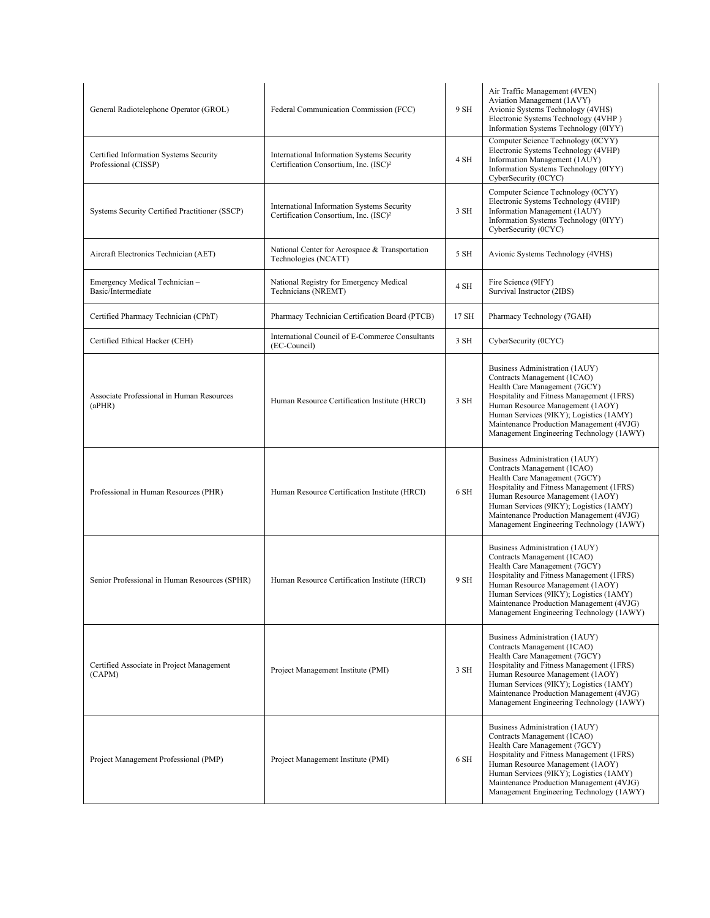| | | | |
|---|---|---|---|
| General Radiotelephone Operator (GROL) | Federal Communication Commission (FCC) | 9 SH | Air Traffic Management (4VEN)<br>Aviation Management (1AVY)<br>Avionic Systems Technology (4VHS)<br>Electronic Systems Technology (4VHP )<br>Information Systems Technology (0IYY) |
| Certified Information Systems Security Professional (CISSP) | International Information Systems Security Certification Consortium, Inc. (ISC)² | 4 SH | Computer Science Technology (0CYY)<br>Electronic Systems Technology (4VHP)<br>Information Management (1AUY)<br>Information Systems Technology (0IYY)<br>CyberSecurity (0CYC) |
| Systems Security Certified Practitioner (SSCP) | International Information Systems Security Certification Consortium, Inc. (ISC)² | 3 SH | Computer Science Technology (0CYY)<br>Electronic Systems Technology (4VHP)<br>Information Management (1AUY)<br>Information Systems Technology (0IYY)<br>CyberSecurity (0CYC) |
| Aircraft Electronics Technician (AET) | National Center for Aerospace & Transportation Technologies (NCATT) | 5 SH | Avionic Systems Technology (4VHS) |
| Emergency Medical Technician – Basic/Intermediate | National Registry for Emergency Medical Technicians (NREMT) | 4 SH | Fire Science (9IFY)<br>Survival Instructor (2IBS) |
| Certified Pharmacy Technician (CPhT) | Pharmacy Technician Certification Board (PTCB) | 17 SH | Pharmacy Technology (7GAH) |
| Certified Ethical Hacker (CEH) | International Council of E-Commerce Consultants (EC-Council) | 3 SH | CyberSecurity (0CYC) |
| Associate Professional in Human Resources (aPHR) | Human Resource Certification Institute (HRCI) | 3 SH | Business Administration (1AUY)<br>Contracts Management (1CAO)<br>Health Care Management (7GCY)<br>Hospitality and Fitness Management (1FRS)<br>Human Resource Management (1AOY)<br>Human Services (9IKY); Logistics (1AMY)<br>Maintenance Production Management (4VJG)<br>Management Engineering Technology (1AWY) |
| Professional in Human Resources (PHR) | Human Resource Certification Institute (HRCI) | 6 SH | Business Administration (1AUY)<br>Contracts Management (1CAO)<br>Health Care Management (7GCY)<br>Hospitality and Fitness Management (1FRS)<br>Human Resource Management (1AOY)<br>Human Services (9IKY); Logistics (1AMY)<br>Maintenance Production Management (4VJG)<br>Management Engineering Technology (1AWY) |
| Senior Professional in Human Resources (SPHR) | Human Resource Certification Institute (HRCI) | 9 SH | Business Administration (1AUY)<br>Contracts Management (1CAO)<br>Health Care Management (7GCY)<br>Hospitality and Fitness Management (1FRS)<br>Human Resource Management (1AOY)<br>Human Services (9IKY); Logistics (1AMY)<br>Maintenance Production Management (4VJG)<br>Management Engineering Technology (1AWY) |
| Certified Associate in Project Management (CAPM) | Project Management Institute (PMI) | 3 SH | Business Administration (1AUY)<br>Contracts Management (1CAO)<br>Health Care Management (7GCY)<br>Hospitality and Fitness Management (1FRS)<br>Human Resource Management (1AOY)<br>Human Services (9IKY); Logistics (1AMY)<br>Maintenance Production Management (4VJG)<br>Management Engineering Technology (1AWY) |
| Project Management Professional (PMP) | Project Management Institute (PMI) | 6 SH | Business Administration (1AUY)<br>Contracts Management (1CAO)<br>Health Care Management (7GCY)<br>Hospitality and Fitness Management (1FRS)<br>Human Resource Management (1AOY)<br>Human Services (9IKY); Logistics (1AMY)<br>Maintenance Production Management (4VJG)<br>Management Engineering Technology (1AWY) |